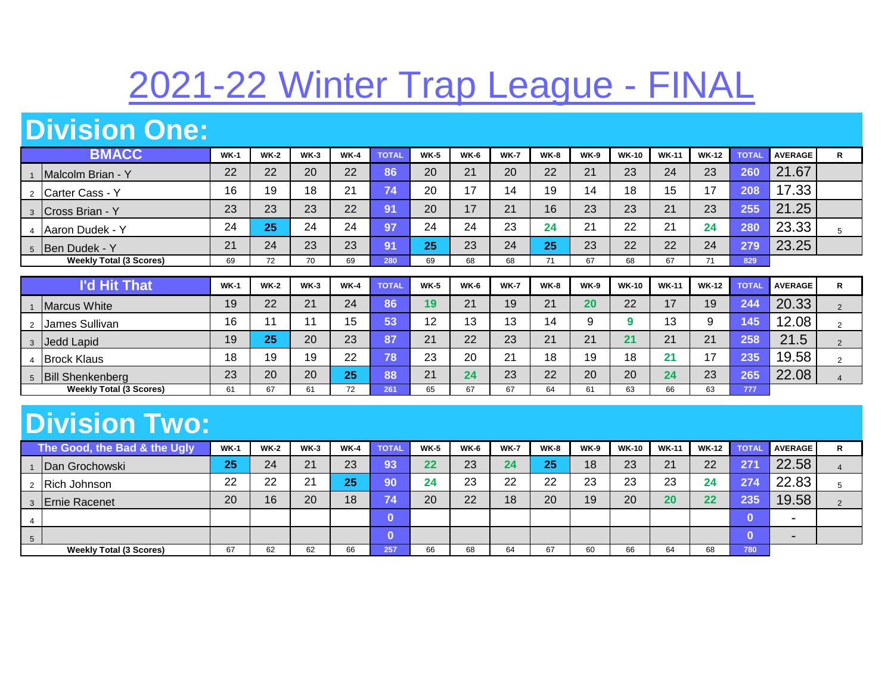# 2021-22 Winter Trap League - FINAL

## Division One:

| | BMACC | WK-1 | WK-2 | WK-3 | WK-4 | TOTAL | WK-5 | WK-6 | WK-7 | WK-8 | WK-9 | WK-10 | WK-11 | WK-12 | TOTAL | AVERAGE | R |
|---|---|---|---|---|---|---|---|---|---|---|---|---|---|---|---|---|---|
| 1 | Malcolm Brian - Y | 22 | 22 | 20 | 22 | 86 | 20 | 21 | 20 | 22 | 21 | 23 | 24 | 23 | 260 | 21.67 | |
| 2 | Carter Cass - Y | 16 | 19 | 18 | 21 | 74 | 20 | 17 | 14 | 19 | 14 | 18 | 15 | 17 | 208 | 17.33 | |
| 3 | Cross Brian - Y | 23 | 23 | 23 | 22 | 91 | 20 | 17 | 21 | 16 | 23 | 23 | 21 | 23 | 255 | 21.25 | |
| 4 | Aaron Dudek - Y | 24 | 25 | 24 | 24 | 97 | 24 | 24 | 23 | 24 | 21 | 22 | 21 | 24 | 280 | 23.33 | 5 |
| 5 | Ben Dudek - Y | 21 | 24 | 23 | 23 | 91 | 25 | 23 | 24 | 25 | 23 | 22 | 22 | 24 | 279 | 23.25 | |
| | **Weekly Total (3 Scores)** | 69 | 72 | 70 | 69 | 280 | 69 | 68 | 68 | 71 | 67 | 68 | 67 | 71 | 829 | | |

| | I'd Hit That | WK-1 | WK-2 | WK-3 | WK-4 | TOTAL | WK-5 | WK-6 | WK-7 | WK-8 | WK-9 | WK-10 | WK-11 | WK-12 | TOTAL | AVERAGE | R |
|---|---|---|---|---|---|---|---|---|---|---|---|---|---|---|---|---|---|
| 1 | Marcus White | 19 | 22 | 21 | 24 | 86 | 19 | 21 | 19 | 21 | 20 | 22 | 17 | 19 | 244 | 20.33 | 2 |
| 2 | James Sullivan | 16 | 11 | 11 | 15 | 53 | 12 | 13 | 13 | 14 | 9 | 9 | 13 | 9 | 145 | 12.08 | 2 |
| 3 | Jedd Lapid | 19 | 25 | 20 | 23 | 87 | 21 | 22 | 23 | 21 | 21 | 21 | 21 | 21 | 258 | 21.5 | 2 |
| 4 | Brock Klaus | 18 | 19 | 19 | 22 | 78 | 23 | 20 | 21 | 18 | 19 | 18 | 21 | 17 | 235 | 19.58 | 2 |
| 5 | Bill Shenkenberg | 23 | 20 | 20 | 25 | 88 | 21 | 24 | 23 | 22 | 20 | 20 | 24 | 23 | 265 | 22.08 | 4 |
| | **Weekly Total (3 Scores)** | 61 | 67 | 61 | 72 | 261 | 65 | 67 | 67 | 64 | 61 | 63 | 66 | 63 | 777 | | |

## Division Two:

| | The Good, the Bad & the Ugly | WK-1 | WK-2 | WK-3 | WK-4 | TOTAL | WK-5 | WK-6 | WK-7 | WK-8 | WK-9 | WK-10 | WK-11 | WK-12 | TOTAL | AVERAGE | R |
|---|---|---|---|---|---|---|---|---|---|---|---|---|---|---|---|---|---|
| 1 | Dan Grochowski | 25 | 24 | 21 | 23 | 93 | 22 | 23 | 24 | 25 | 18 | 23 | 21 | 22 | 271 | 22.58 | 4 |
| 2 | Rich Johnson | 22 | 22 | 21 | 25 | 90 | 24 | 23 | 22 | 22 | 23 | 23 | 23 | 24 | 274 | 22.83 | 5 |
| 3 | Ernie Racenet | 20 | 16 | 20 | 18 | 74 | 20 | 22 | 18 | 20 | 19 | 20 | 20 | 22 | 235 | 19.58 | 2 |
| 4 | | | | | | 0 | | | | | | | | | 0 | - | |
| 5 | | | | | | 0 | | | | | | | | | 0 | - | |
| | **Weekly Total (3 Scores)** | 67 | 62 | 62 | 66 | 257 | 66 | 68 | 64 | 67 | 60 | 66 | 64 | 68 | 780 | | |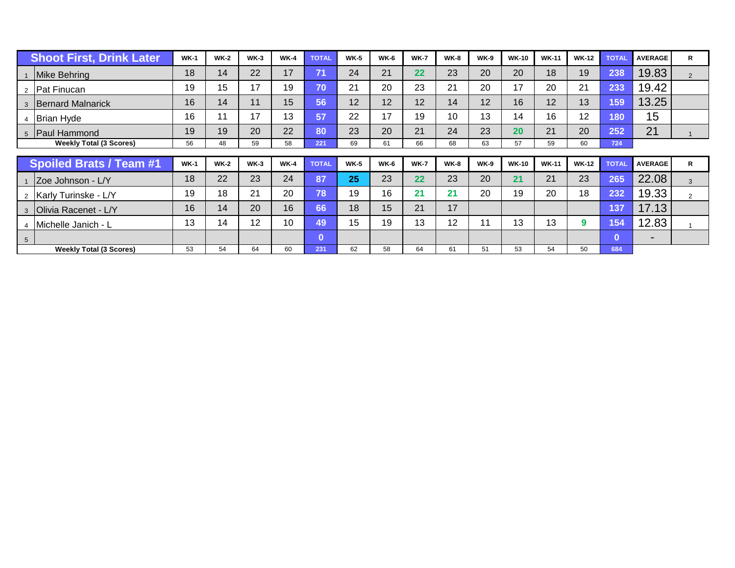| Shoot First, Drink Later | | WK-1 | WK-2 | WK-3 | WK-4 | TOTAL | WK-5 | WK-6 | WK-7 | WK-8 | WK-9 | WK-10 | WK-11 | WK-12 | TOTAL | AVERAGE | R |
|---|---|---|---|---|---|---|---|---|---|---|---|---|---|---|---|---|---|
| 1 | Mike Behring | 18 | 14 | 22 | 17 | 71 | 24 | 21 | 22 | 23 | 20 | 20 | 18 | 19 | 238 | 19.83 | 2 |
| 2 | Pat Finucan | 19 | 15 | 17 | 19 | 70 | 21 | 20 | 23 | 21 | 20 | 17 | 20 | 21 | 233 | 19.42 | |
| 3 | Bernard Malnarick | 16 | 14 | 11 | 15 | 56 | 12 | 12 | 12 | 14 | 12 | 16 | 12 | 13 | 159 | 13.25 | |
| 4 | Brian Hyde | 16 | 11 | 17 | 13 | 57 | 22 | 17 | 19 | 10 | 13 | 14 | 16 | 12 | 180 | 15 | |
| 5 | Paul Hammond | 19 | 19 | 20 | 22 | 80 | 23 | 20 | 21 | 24 | 23 | 20 | 21 | 20 | 252 | 21 | 1 |
| Weekly Total (3 Scores) | | 56 | 48 | 59 | 58 | 221 | 69 | 61 | 66 | 68 | 63 | 57 | 59 | 60 | 724 | | |

| Spoiled Brats / Team #1 | | WK-1 | WK-2 | WK-3 | WK-4 | TOTAL | WK-5 | WK-6 | WK-7 | WK-8 | WK-9 | WK-10 | WK-11 | WK-12 | TOTAL | AVERAGE | R |
|---|---|---|---|---|---|---|---|---|---|---|---|---|---|---|---|---|---|
| 1 | Zoe Johnson - L/Y | 18 | 22 | 23 | 24 | 87 | 25 | 23 | 22 | 23 | 20 | 21 | 21 | 23 | 265 | 22.08 | 3 |
| 2 | Karly Turinske - L/Y | 19 | 18 | 21 | 20 | 78 | 19 | 16 | 21 | 21 | 20 | 19 | 20 | 18 | 232 | 19.33 | 2 |
| 3 | Olivia Racenet - L/Y | 16 | 14 | 20 | 16 | 66 | 18 | 15 | 21 | 17 | | | | | 137 | 17.13 | |
| 4 | Michelle Janich - L | 13 | 14 | 12 | 10 | 49 | 15 | 19 | 13 | 12 | 11 | 13 | 13 | 9 | 154 | 12.83 | 1 |
| 5 | | | | | | 0 | | | | | | | | | 0 | - | |
| Weekly Total (3 Scores) | | 53 | 54 | 64 | 60 | 231 | 62 | 58 | 64 | 61 | 51 | 53 | 54 | 50 | 684 | | |